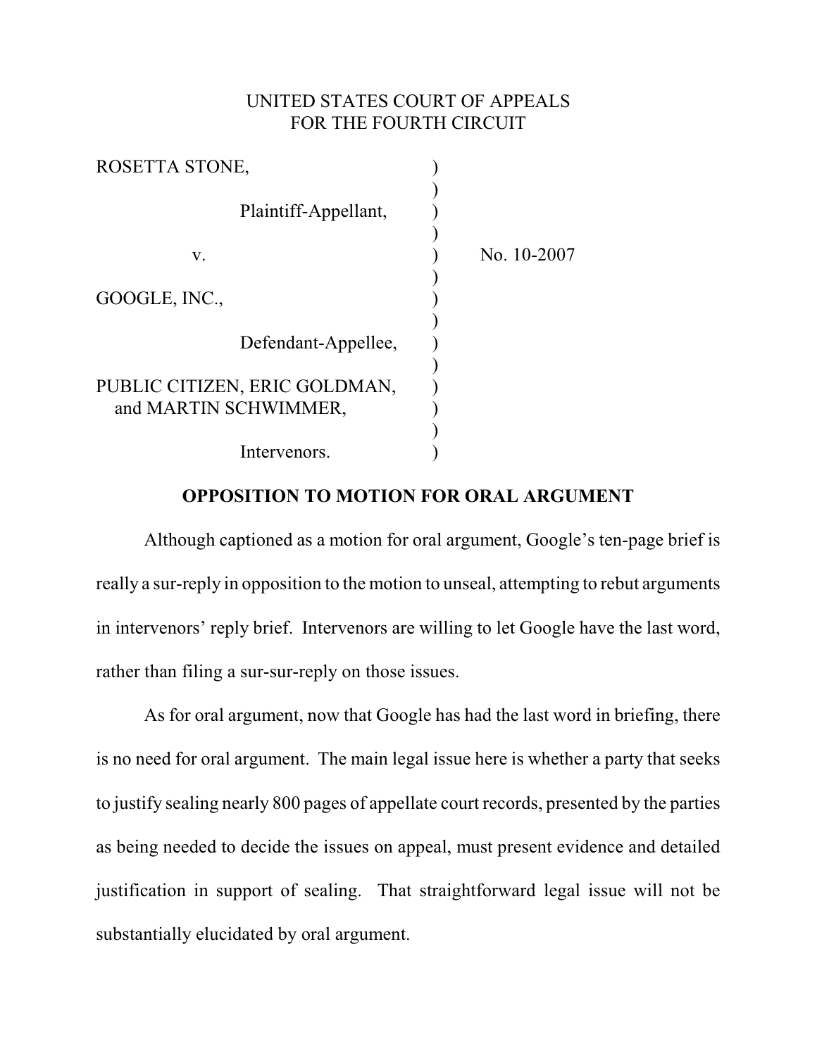UNITED STATES COURT OF APPEALS
FOR THE FOURTH CIRCUIT

```
ROSETTA STONE,                        )
                                      )
          Plaintiff-Appellant,        )
                                      )
     v.                               )    No. 10-2007
                                      )
GOOGLE, INC.,                         )
                                      )
          Defendant-Appellee,         )
                                      )
PUBLIC CITIZEN, ERIC GOLDMAN,         )
  and MARTIN SCHWIMMER,               )
                                      )
          Intervenors.                )
```

## OPPOSITION TO MOTION FOR ORAL ARGUMENT

Although captioned as a motion for oral argument, Google's ten-page brief is really a sur-reply in opposition to the motion to unseal, attempting to rebut arguments in intervenors' reply brief. Intervenors are willing to let Google have the last word, rather than filing a sur-sur-reply on those issues.

As for oral argument, now that Google has had the last word in briefing, there is no need for oral argument. The main legal issue here is whether a party that seeks to justify sealing nearly 800 pages of appellate court records, presented by the parties as being needed to decide the issues on appeal, must present evidence and detailed justification in support of sealing. That straightforward legal issue will not be substantially elucidated by oral argument.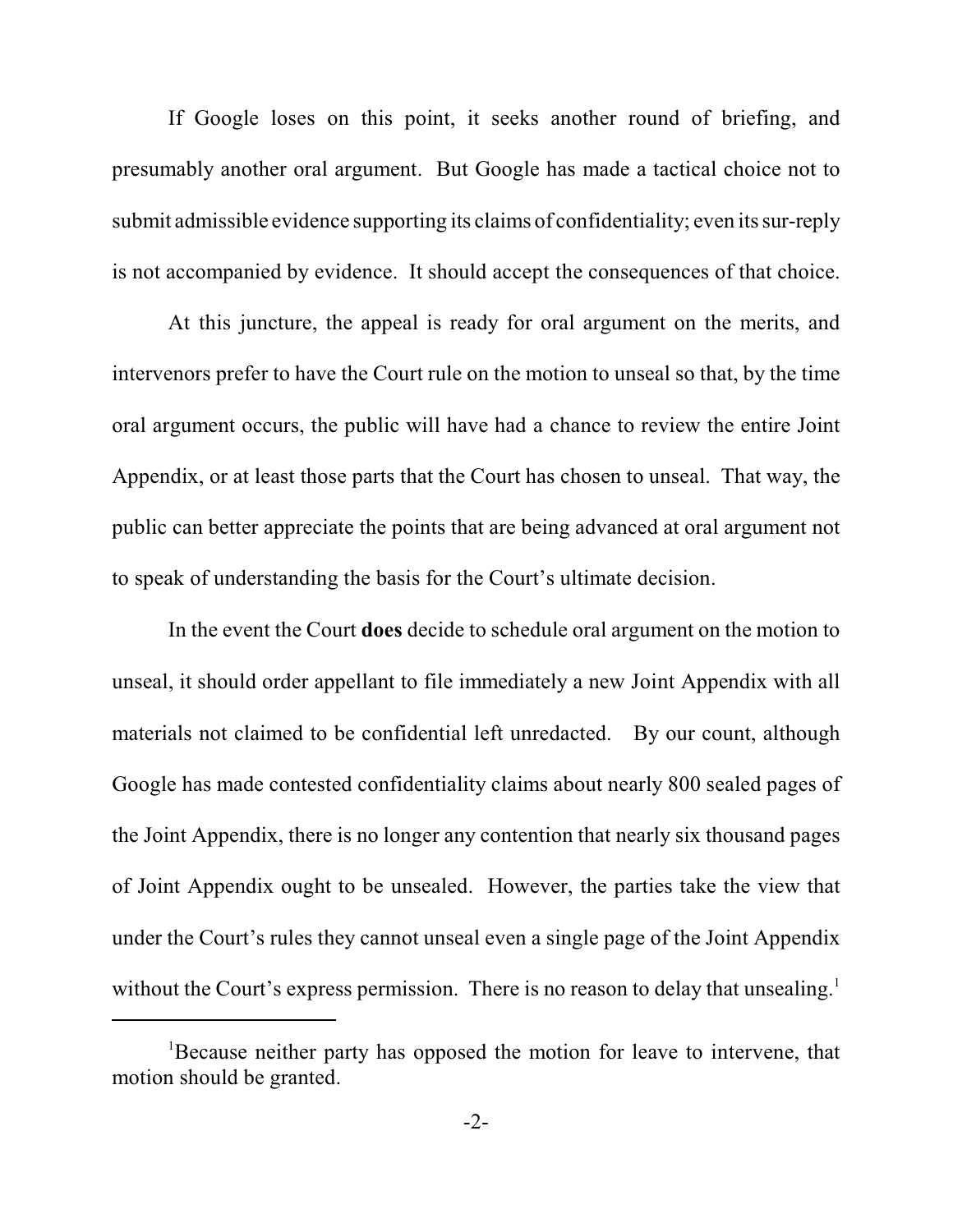If Google loses on this point, it seeks another round of briefing, and presumably another oral argument. But Google has made a tactical choice not to submit admissible evidence supporting its claims of confidentiality; even its sur-reply is not accompanied by evidence. It should accept the consequences of that choice.

At this juncture, the appeal is ready for oral argument on the merits, and intervenors prefer to have the Court rule on the motion to unseal so that, by the time oral argument occurs, the public will have had a chance to review the entire Joint Appendix, or at least those parts that the Court has chosen to unseal. That way, the public can better appreciate the points that are being advanced at oral argument not to speak of understanding the basis for the Court's ultimate decision.

In the event the Court **does** decide to schedule oral argument on the motion to unseal, it should order appellant to file immediately a new Joint Appendix with all materials not claimed to be confidential left unredacted. By our count, although Google has made contested confidentiality claims about nearly 800 sealed pages of the Joint Appendix, there is no longer any contention that nearly six thousand pages of Joint Appendix ought to be unsealed. However, the parties take the view that under the Court's rules they cannot unseal even a single page of the Joint Appendix without the Court's express permission. There is no reason to delay that unsealing.[1]

[1] Because neither party has opposed the motion for leave to intervene, that motion should be granted.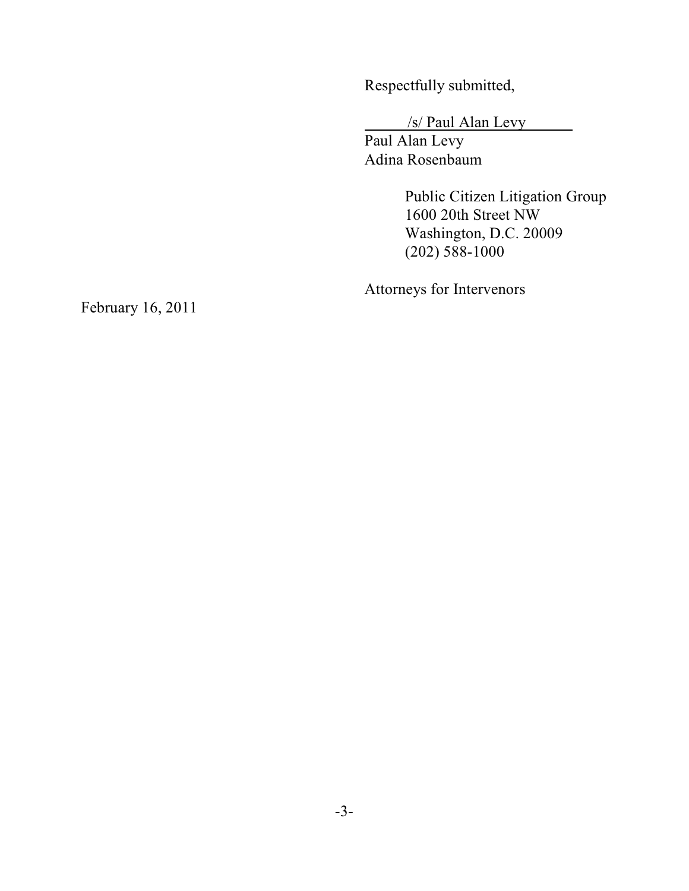Respectfully submitted,

/s/ Paul Alan Levy

Paul Alan Levy
Adina Rosenbaum

Public Citizen Litigation Group
1600 20th Street NW
Washington, D.C. 20009
(202) 588-1000

Attorneys for Intervenors

February 16, 2011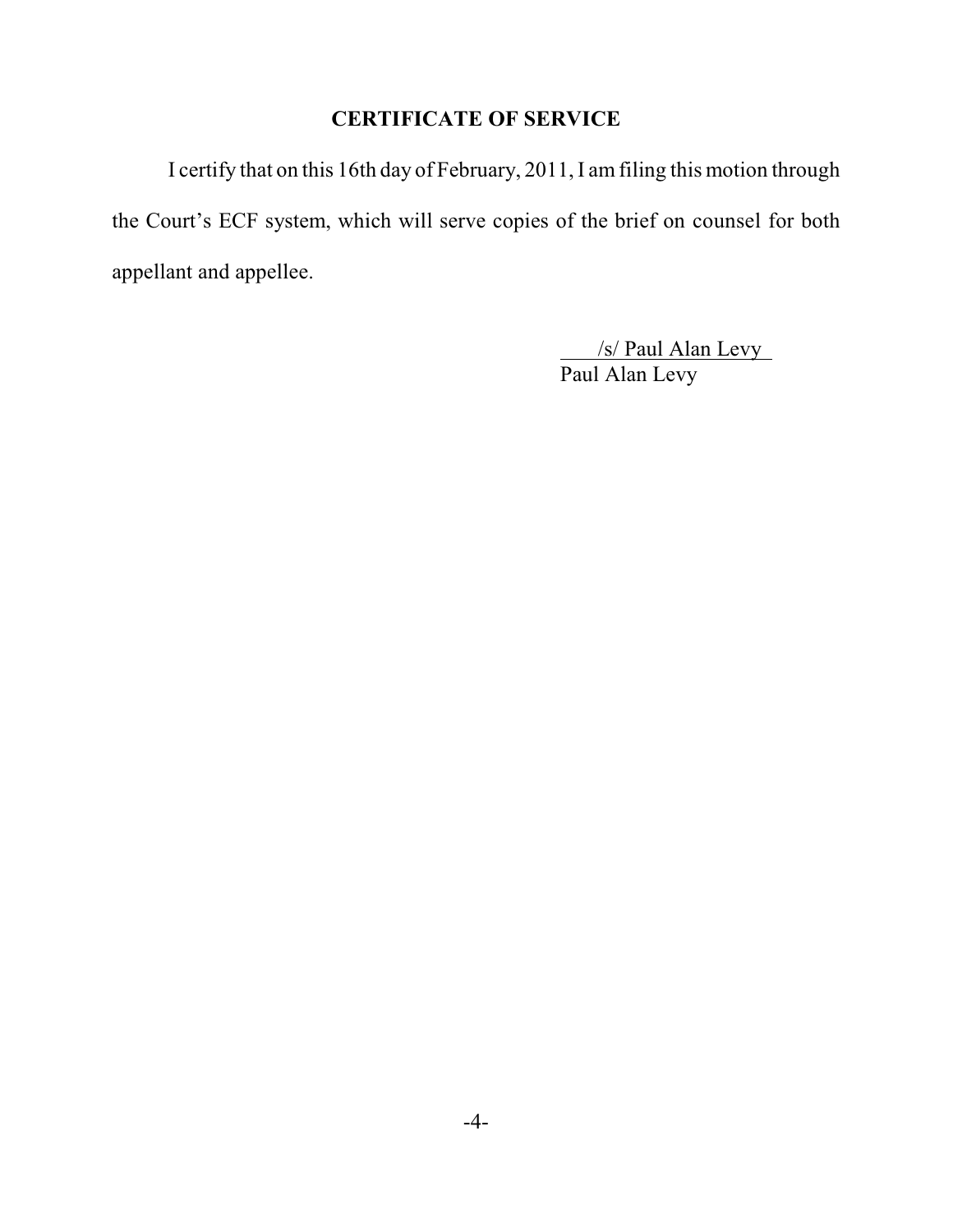## CERTIFICATE OF SERVICE

I certify that on this 16th day of February, 2011, I am filing this motion through the Court's ECF system, which will serve copies of the brief on counsel for both appellant and appellee.

/s/ Paul Alan Levy
Paul Alan Levy